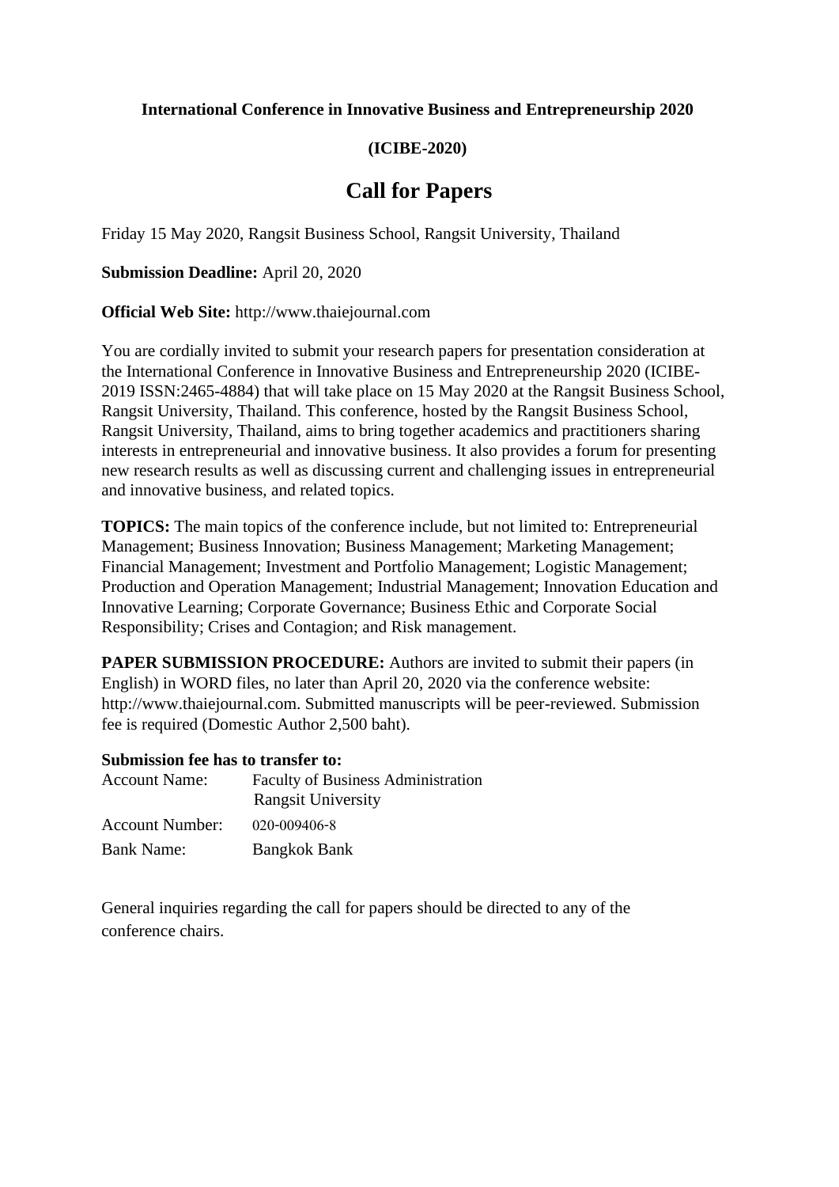**International Conference in Innovative Business and Entrepreneurship 2020**

**(ICIBE-2020)**

# Call for Papers

Friday 15 May 2020, Rangsit Business School, Rangsit University, Thailand

**Submission Deadline:** April 20, 2020

**Official Web Site:** http://www.thaiejournal.com

You are cordially invited to submit your research papers for presentation consideration at the International Conference in Innovative Business and Entrepreneurship 2020 (ICIBE-2019 ISSN:2465-4884) that will take place on 15 May 2020 at the Rangsit Business School, Rangsit University, Thailand. This conference, hosted by the Rangsit Business School, Rangsit University, Thailand, aims to bring together academics and practitioners sharing interests in entrepreneurial and innovative business. It also provides a forum for presenting new research results as well as discussing current and challenging issues in entrepreneurial and innovative business, and related topics.

**TOPICS:** The main topics of the conference include, but not limited to: Entrepreneurial Management; Business Innovation; Business Management; Marketing Management; Financial Management; Investment and Portfolio Management; Logistic Management; Production and Operation Management; Industrial Management; Innovation Education and Innovative Learning; Corporate Governance; Business Ethic and Corporate Social Responsibility; Crises and Contagion; and Risk management.

**PAPER SUBMISSION PROCEDURE:** Authors are invited to submit their papers (in English) in WORD files, no later than April 20, 2020 via the conference website: http://www.thaiejournal.com. Submitted manuscripts will be peer-reviewed. Submission fee is required (Domestic Author 2,500 baht).

**Submission fee has to transfer to:**

| | |
|---|---|
| Account Name: | Faculty of Business Administration Rangsit University |
| Account Number: | 020-009406-8 |
| Bank Name: | Bangkok Bank |

General inquiries regarding the call for papers should be directed to any of the conference chairs.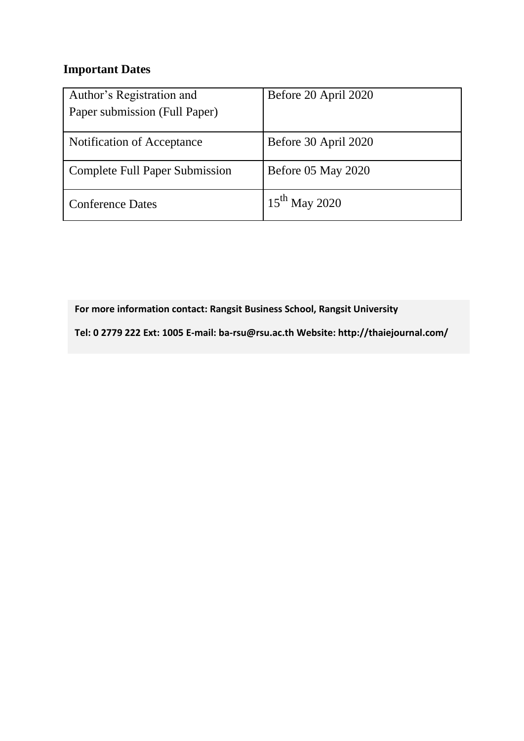## Important Dates

| | |
|---|---|
| Author's Registration and Paper submission (Full Paper) | Before 20 April 2020 |
| Notification of Acceptance | Before 30 April 2020 |
| Complete Full Paper Submission | Before 05 May 2020 |
| Conference Dates | $15^{th}$ May 2020 |

**For more information contact: Rangsit Business School, Rangsit University**

**Tel: 0 2779 222 Ext: 1005 E-mail: ba-rsu@rsu.ac.th Website: http://thaiejournal.com/**